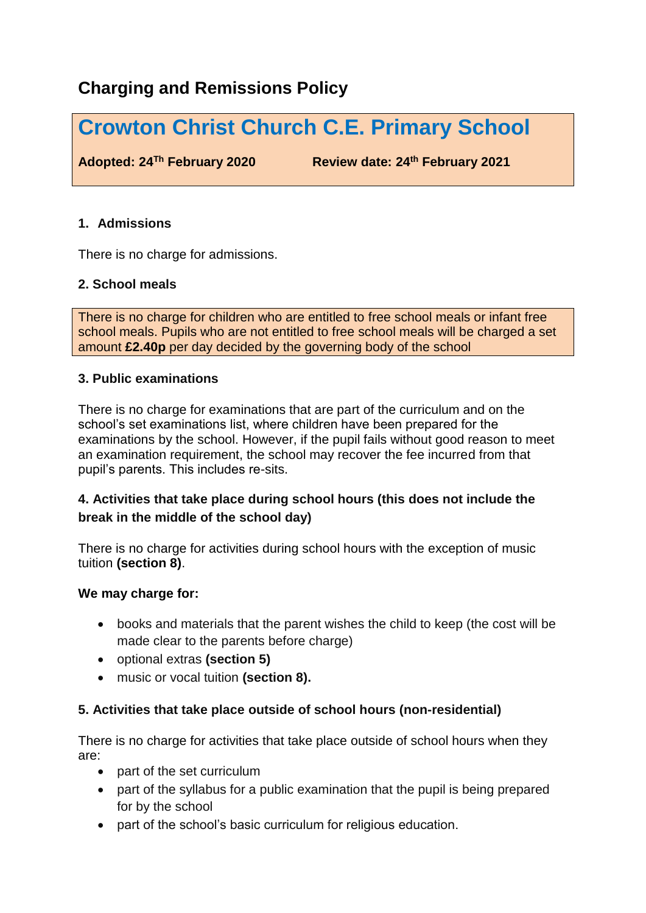## Charging and Remissions Policy

# Crowton Christ Church C.E. Primary School

**Adopted: 24Th February 2020** **Review date: 24th February 2021**

### 1. Admissions

There is no charge for admissions.

### 2. School meals

There is no charge for children who are entitled to free school meals or infant free school meals. Pupils who are not entitled to free school meals will be charged a set amount **£2.40p** per day decided by the governing body of the school

### 3. Public examinations

There is no charge for examinations that are part of the curriculum and on the school's set examinations list, where children have been prepared for the examinations by the school. However, if the pupil fails without good reason to meet an examination requirement, the school may recover the fee incurred from that pupil's parents. This includes re-sits.

### 4. Activities that take place during school hours (this does not include the break in the middle of the school day)

There is no charge for activities during school hours with the exception of music tuition **(section 8)**.

**We may charge for:**

- books and materials that the parent wishes the child to keep (the cost will be made clear to the parents before charge)
- optional extras **(section 5)**
- music or vocal tuition **(section 8).**

### 5. Activities that take place outside of school hours (non-residential)

There is no charge for activities that take place outside of school hours when they are:

- part of the set curriculum
- part of the syllabus for a public examination that the pupil is being prepared for by the school
- part of the school's basic curriculum for religious education.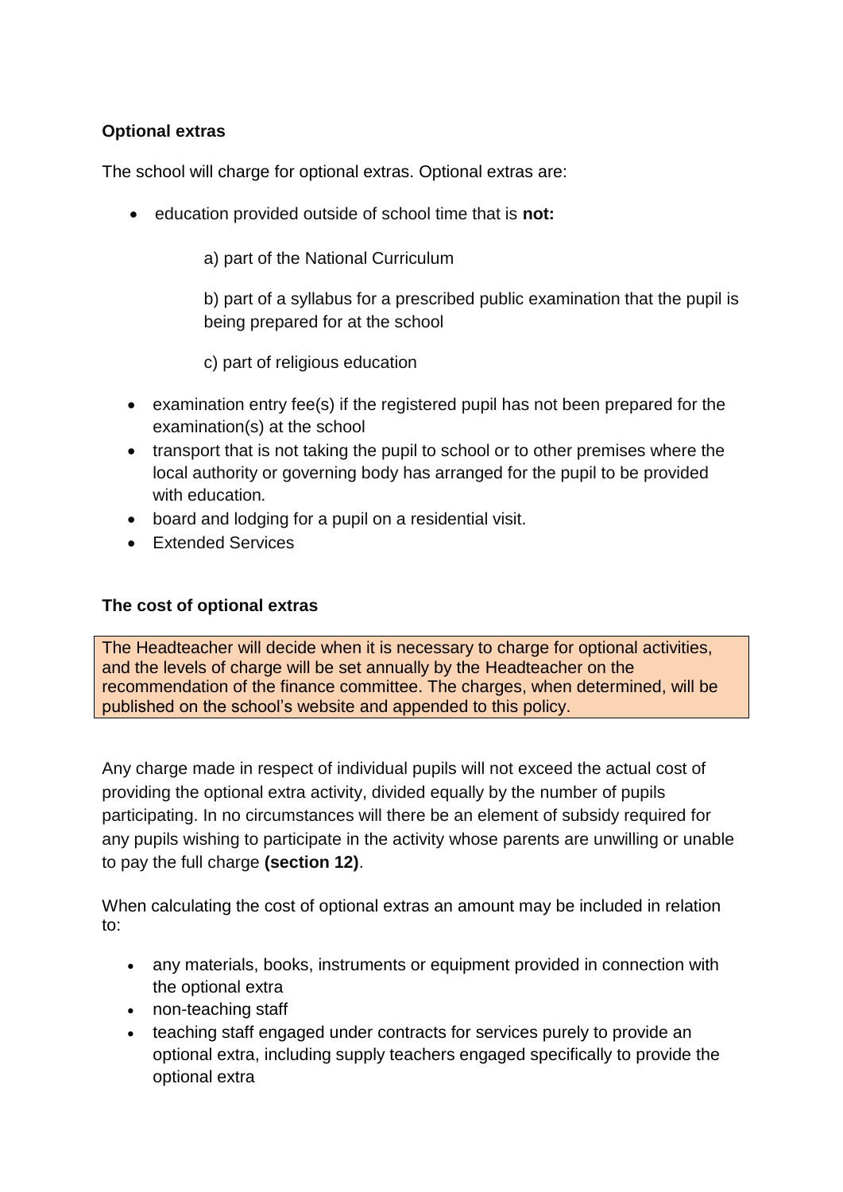**Optional extras**

The school will charge for optional extras. Optional extras are:

- education provided outside of school time that is **not:**

  a) part of the National Curriculum

  b) part of a syllabus for a prescribed public examination that the pupil is being prepared for at the school

  c) part of religious education

- examination entry fee(s) if the registered pupil has not been prepared for the examination(s) at the school
- transport that is not taking the pupil to school or to other premises where the local authority or governing body has arranged for the pupil to be provided with education.
- board and lodging for a pupil on a residential visit.
- Extended Services

**The cost of optional extras**

The Headteacher will decide when it is necessary to charge for optional activities, and the levels of charge will be set annually by the Headteacher on the recommendation of the finance committee. The charges, when determined, will be published on the school's website and appended to this policy.

Any charge made in respect of individual pupils will not exceed the actual cost of providing the optional extra activity, divided equally by the number of pupils participating. In no circumstances will there be an element of subsidy required for any pupils wishing to participate in the activity whose parents are unwilling or unable to pay the full charge **(section 12)**.

When calculating the cost of optional extras an amount may be included in relation to:

- any materials, books, instruments or equipment provided in connection with the optional extra
- non-teaching staff
- teaching staff engaged under contracts for services purely to provide an optional extra, including supply teachers engaged specifically to provide the optional extra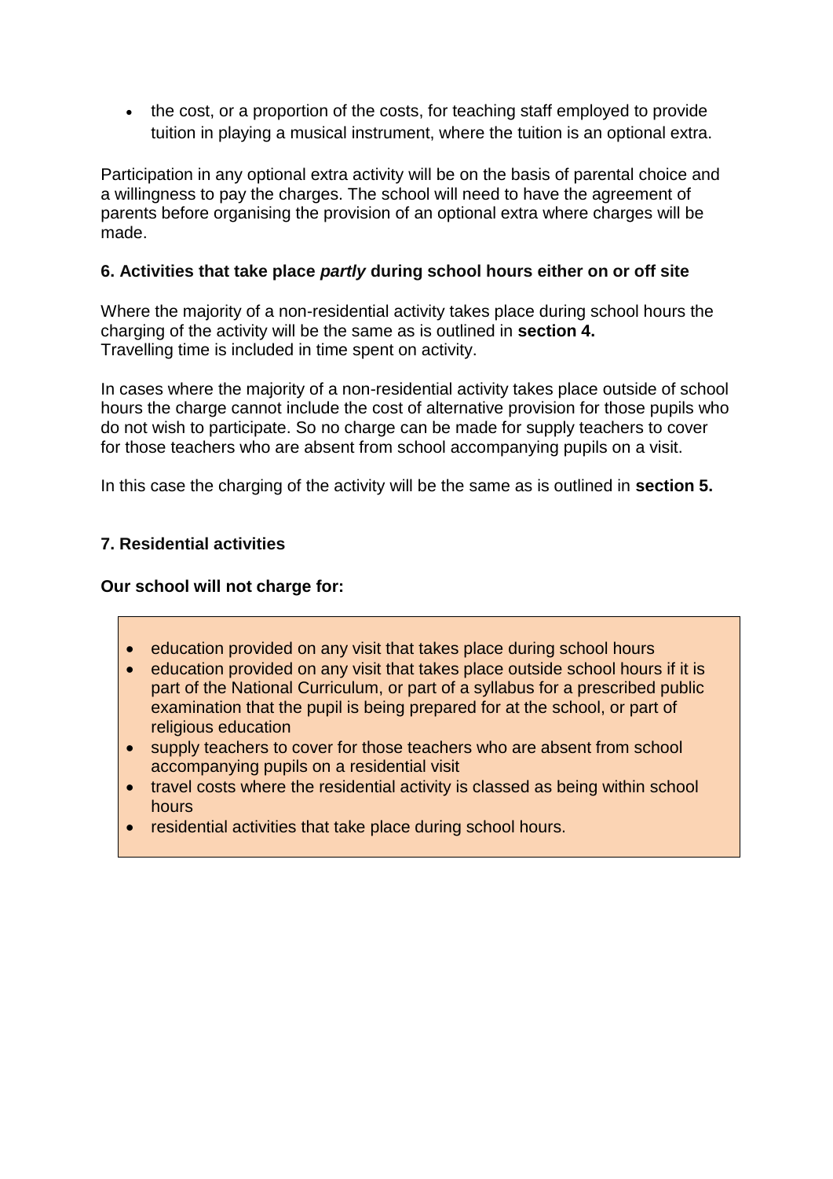- the cost, or a proportion of the costs, for teaching staff employed to provide tuition in playing a musical instrument, where the tuition is an optional extra.

Participation in any optional extra activity will be on the basis of parental choice and a willingness to pay the charges. The school will need to have the agreement of parents before organising the provision of an optional extra where charges will be made.

### 6. Activities that take place *partly* during school hours either on or off site

Where the majority of a non-residential activity takes place during school hours the charging of the activity will be the same as is outlined in **section 4.**
Travelling time is included in time spent on activity.

In cases where the majority of a non-residential activity takes place outside of school hours the charge cannot include the cost of alternative provision for those pupils who do not wish to participate. So no charge can be made for supply teachers to cover for those teachers who are absent from school accompanying pupils on a visit.

In this case the charging of the activity will be the same as is outlined in **section 5.**

### 7. Residential activities

**Our school will not charge for:**

- education provided on any visit that takes place during school hours
- education provided on any visit that takes place outside school hours if it is part of the National Curriculum, or part of a syllabus for a prescribed public examination that the pupil is being prepared for at the school, or part of religious education
- supply teachers to cover for those teachers who are absent from school accompanying pupils on a residential visit
- travel costs where the residential activity is classed as being within school hours
- residential activities that take place during school hours.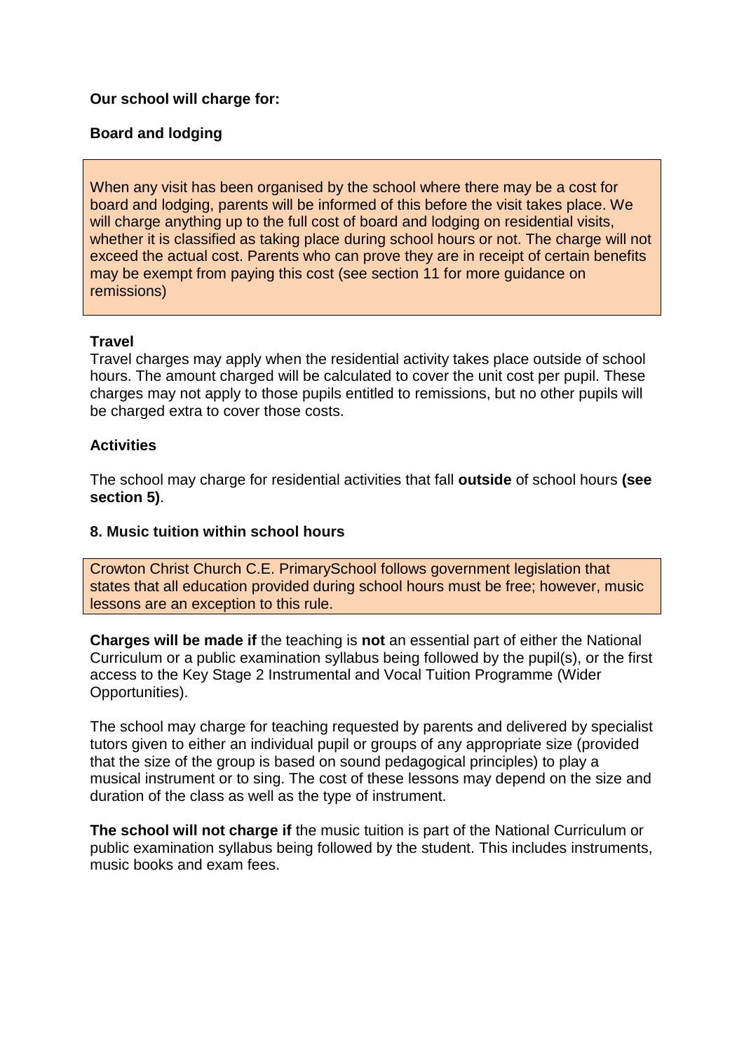**Our school will charge for:**

**Board and lodging**

When any visit has been organised by the school where there may be a cost for board and lodging, parents will be informed of this before the visit takes place. We will charge anything up to the full cost of board and lodging on residential visits, whether it is classified as taking place during school hours or not. The charge will not exceed the actual cost. Parents who can prove they are in receipt of certain benefits may be exempt from paying this cost (see section 11 for more guidance on remissions)

**Travel**

Travel charges may apply when the residential activity takes place outside of school hours. The amount charged will be calculated to cover the unit cost per pupil. These charges may not apply to those pupils entitled to remissions, but no other pupils will be charged extra to cover those costs.

**Activities**

The school may charge for residential activities that fall **outside** of school hours **(see section 5)**.

**8. Music tuition within school hours**

Crowton Christ Church C.E. PrimarySchool follows government legislation that states that all education provided during school hours must be free; however, music lessons are an exception to this rule.

**Charges will be made if** the teaching is **not** an essential part of either the National Curriculum or a public examination syllabus being followed by the pupil(s), or the first access to the Key Stage 2 Instrumental and Vocal Tuition Programme (Wider Opportunities).

The school may charge for teaching requested by parents and delivered by specialist tutors given to either an individual pupil or groups of any appropriate size (provided that the size of the group is based on sound pedagogical principles) to play a musical instrument or to sing. The cost of these lessons may depend on the size and duration of the class as well as the type of instrument.

**The school will not charge if** the music tuition is part of the National Curriculum or public examination syllabus being followed by the student. This includes instruments, music books and exam fees.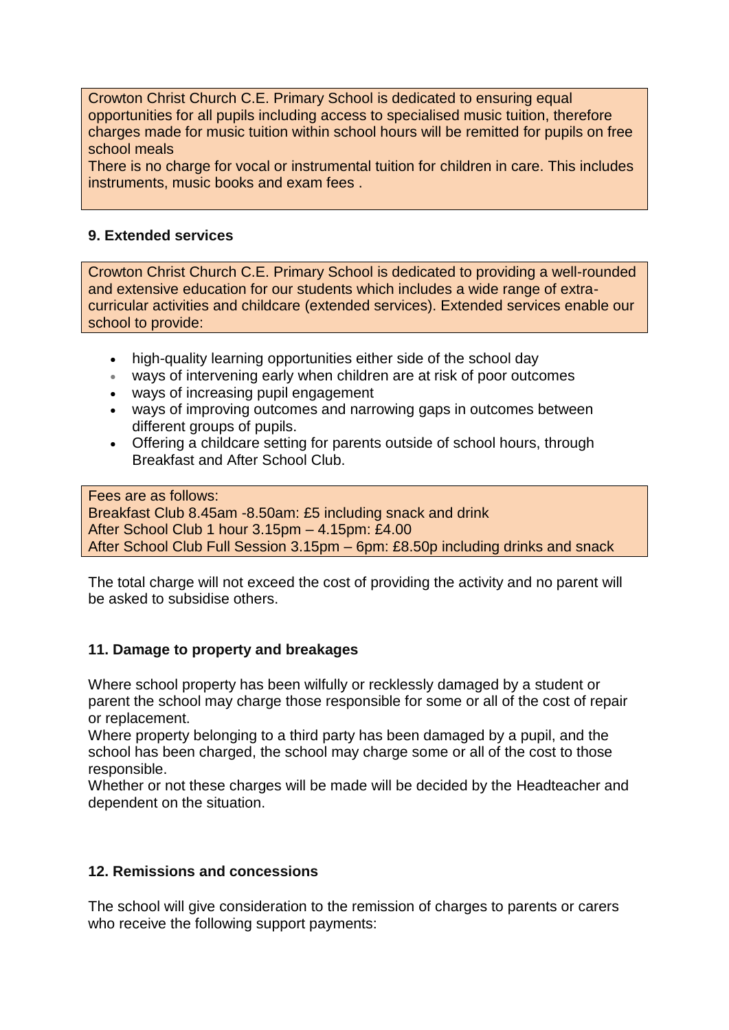Crowton Christ Church C.E. Primary School is dedicated to ensuring equal opportunities for all pupils including access to specialised music tuition, therefore charges made for music tuition within school hours will be remitted for pupils on free school meals

There is no charge for vocal or instrumental tuition for children in care. This includes instruments, music books and exam fees .

### 9. Extended services

Crowton Christ Church C.E. Primary School is dedicated to providing a well-rounded and extensive education for our students which includes a wide range of extra-curricular activities and childcare (extended services). Extended services enable our school to provide:

- high-quality learning opportunities either side of the school day
- ways of intervening early when children are at risk of poor outcomes
- ways of increasing pupil engagement
- ways of improving outcomes and narrowing gaps in outcomes between different groups of pupils.
- Offering a childcare setting for parents outside of school hours, through Breakfast and After School Club.

Fees are as follows:
Breakfast Club 8.45am -8.50am: £5 including snack and drink
After School Club 1 hour 3.15pm – 4.15pm: £4.00
After School Club Full Session 3.15pm – 6pm: £8.50p including drinks and snack

The total charge will not exceed the cost of providing the activity and no parent will be asked to subsidise others.

### 11. Damage to property and breakages

Where school property has been wilfully or recklessly damaged by a student or parent the school may charge those responsible for some or all of the cost of repair or replacement.

Where property belonging to a third party has been damaged by a pupil, and the school has been charged, the school may charge some or all of the cost to those responsible.

Whether or not these charges will be made will be decided by the Headteacher and dependent on the situation.

### 12. Remissions and concessions

The school will give consideration to the remission of charges to parents or carers who receive the following support payments: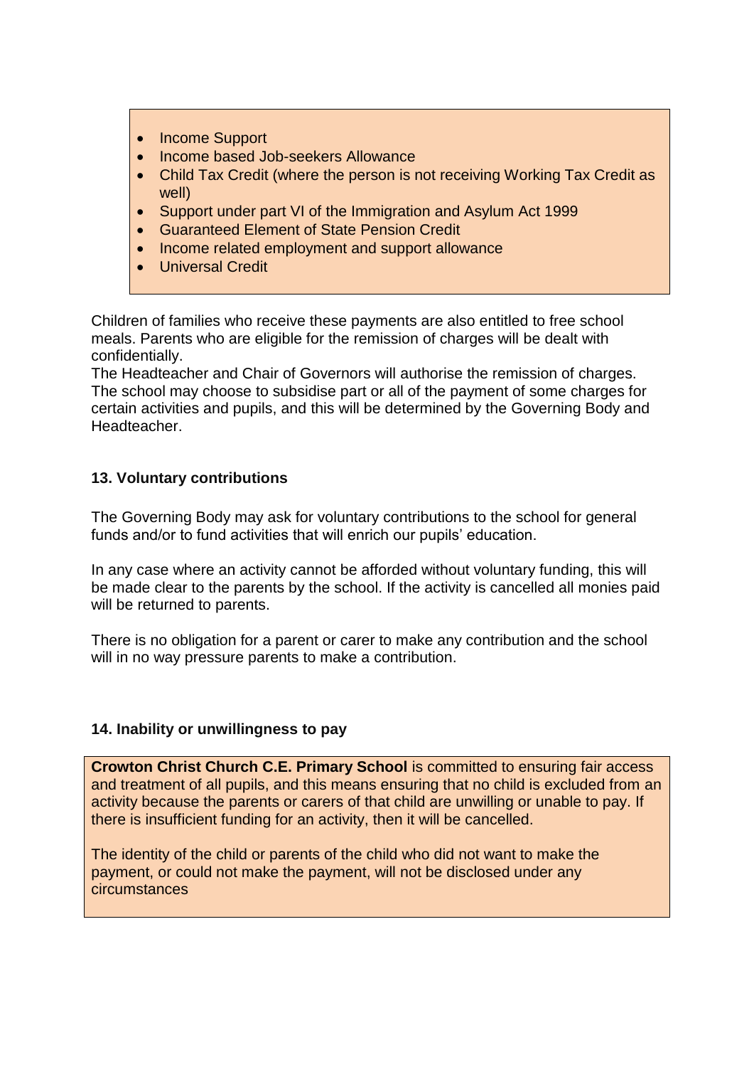- Income Support
- Income based Job-seekers Allowance
- Child Tax Credit (where the person is not receiving Working Tax Credit as well)
- Support under part VI of the Immigration and Asylum Act 1999
- Guaranteed Element of State Pension Credit
- Income related employment and support allowance
- Universal Credit

Children of families who receive these payments are also entitled to free school meals. Parents who are eligible for the remission of charges will be dealt with confidentially.
The Headteacher and Chair of Governors will authorise the remission of charges. The school may choose to subsidise part or all of the payment of some charges for certain activities and pupils, and this will be determined by the Governing Body and Headteacher.

### 13. Voluntary contributions

The Governing Body may ask for voluntary contributions to the school for general funds and/or to fund activities that will enrich our pupils' education.

In any case where an activity cannot be afforded without voluntary funding, this will be made clear to the parents by the school. If the activity is cancelled all monies paid will be returned to parents.

There is no obligation for a parent or carer to make any contribution and the school will in no way pressure parents to make a contribution.

### 14. Inability or unwillingness to pay

**Crowton Christ Church C.E. Primary School** is committed to ensuring fair access and treatment of all pupils, and this means ensuring that no child is excluded from an activity because the parents or carers of that child are unwilling or unable to pay. If there is insufficient funding for an activity, then it will be cancelled.

The identity of the child or parents of the child who did not want to make the payment, or could not make the payment, will not be disclosed under any circumstances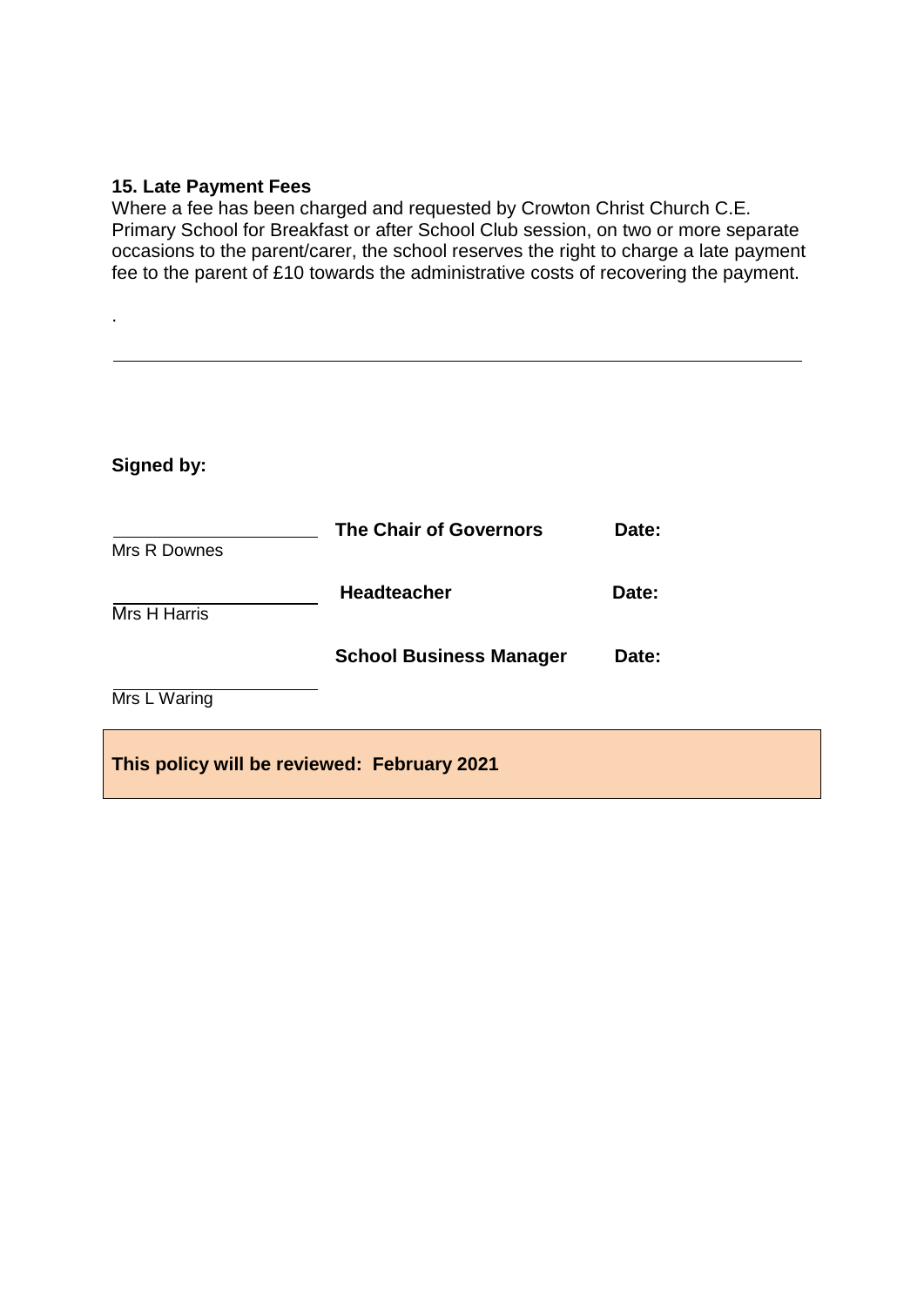**15. Late Payment Fees**

Where a fee has been charged and requested by Crowton Christ Church C.E. Primary School for Breakfast or after School Club session, on two or more separate occasions to the parent/carer, the school reserves the right to charge a late payment fee to the parent of £10 towards the administrative costs of recovering the payment.

.

---

**Signed by:**

| | | |
|---|---|---|
| Mrs R Downes | **The Chair of Governors** | **Date:** |
| Mrs H Harris | **Headteacher** | **Date:** |
| Mrs L Waring | **School Business Manager** | **Date:** |

**This policy will be reviewed: February 2021**